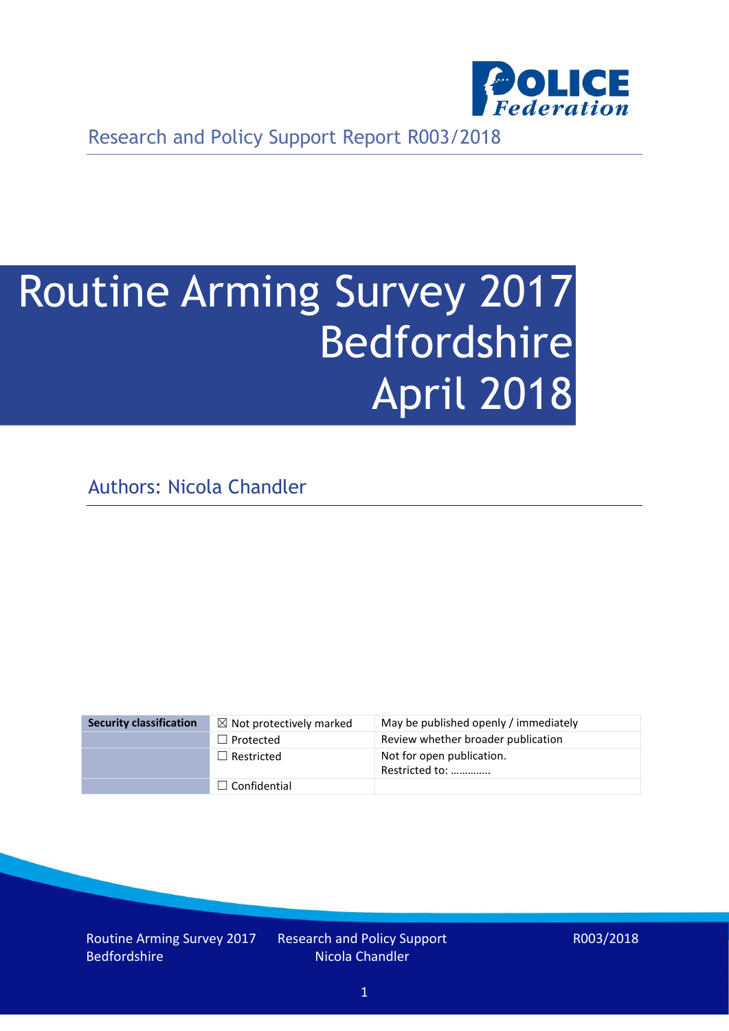Research and Policy Support Report R003/2018

# Routine Arming Survey 2017 Bedfordshire April 2018

Authors: Nicola Chandler

| Security classification | | |
|---|---|---|
| | ☒ Not protectively marked | May be published openly / immediately |
| | ☐ Protected | Review whether broader publication |
| | ☐ Restricted | Not for open publication. Restricted to: ………….. |
| | ☐ Confidential | |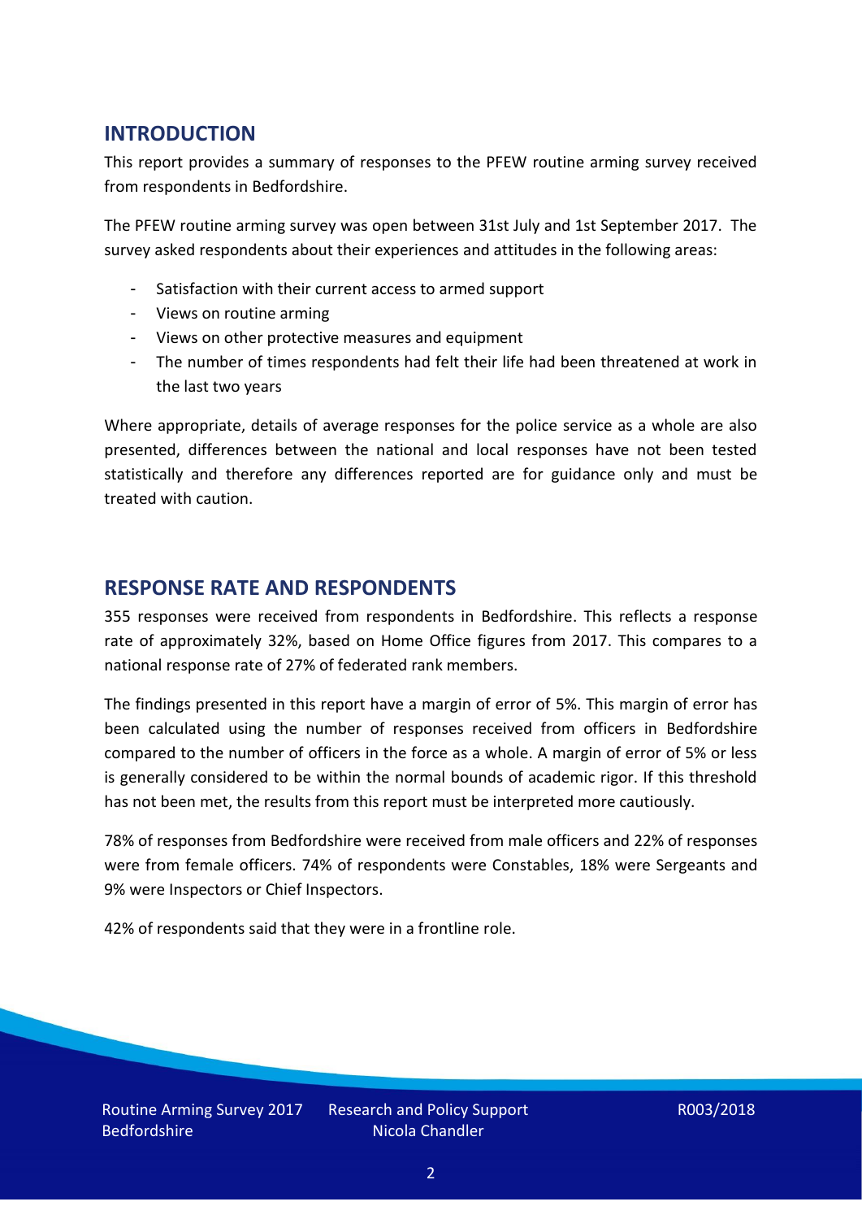## INTRODUCTION

This report provides a summary of responses to the PFEW routine arming survey received from respondents in Bedfordshire.

The PFEW routine arming survey was open between 31st July and 1st September 2017. The survey asked respondents about their experiences and attitudes in the following areas:

- Satisfaction with their current access to armed support
- Views on routine arming
- Views on other protective measures and equipment
- The number of times respondents had felt their life had been threatened at work in the last two years

Where appropriate, details of average responses for the police service as a whole are also presented, differences between the national and local responses have not been tested statistically and therefore any differences reported are for guidance only and must be treated with caution.

## RESPONSE RATE AND RESPONDENTS

355 responses were received from respondents in Bedfordshire. This reflects a response rate of approximately 32%, based on Home Office figures from 2017. This compares to a national response rate of 27% of federated rank members.

The findings presented in this report have a margin of error of 5%. This margin of error has been calculated using the number of responses received from officers in Bedfordshire compared to the number of officers in the force as a whole. A margin of error of 5% or less is generally considered to be within the normal bounds of academic rigor. If this threshold has not been met, the results from this report must be interpreted more cautiously.

78% of responses from Bedfordshire were received from male officers and 22% of responses were from female officers. 74% of respondents were Constables, 18% were Sergeants and 9% were Inspectors or Chief Inspectors.

42% of respondents said that they were in a frontline role.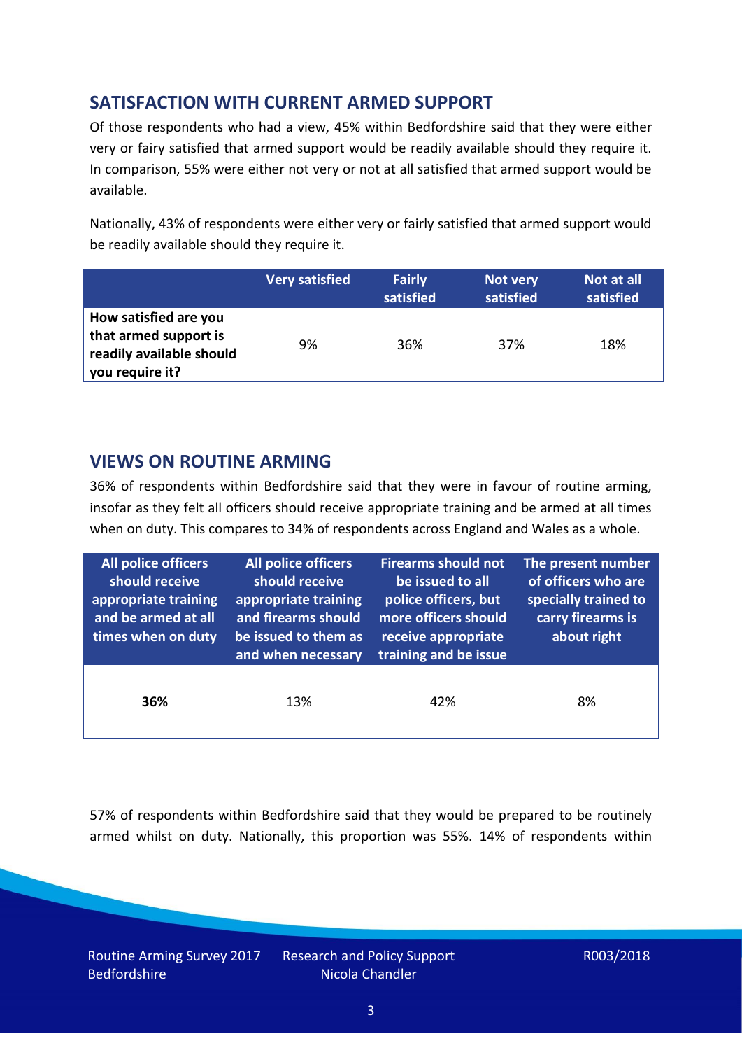## SATISFACTION WITH CURRENT ARMED SUPPORT

Of those respondents who had a view, 45% within Bedfordshire said that they were either very or fairy satisfied that armed support would be readily available should they require it. In comparison, 55% were either not very or not at all satisfied that armed support would be available.

Nationally, 43% of respondents were either very or fairly satisfied that armed support would be readily available should they require it.

| | Very satisfied | Fairly satisfied | Not very satisfied | Not at all satisfied |
|---|---|---|---|---|
| **How satisfied are you that armed support is readily available should you require it?** | 9% | 36% | 37% | 18% |

## VIEWS ON ROUTINE ARMING

36% of respondents within Bedfordshire said that they were in favour of routine arming, insofar as they felt all officers should receive appropriate training and be armed at all times when on duty. This compares to 34% of respondents across England and Wales as a whole.

| All police officers should receive appropriate training and be armed at all times when on duty | All police officers should receive appropriate training and firearms should be issued to them as and when necessary | Firearms should not be issued to all police officers, but more officers should receive appropriate training and be issue | The present number of officers who are specially trained to carry firearms is about right |
|---|---|---|---|
| **36%** | 13% | 42% | 8% |

57% of respondents within Bedfordshire said that they would be prepared to be routinely armed whilst on duty. Nationally, this proportion was 55%. 14% of respondents within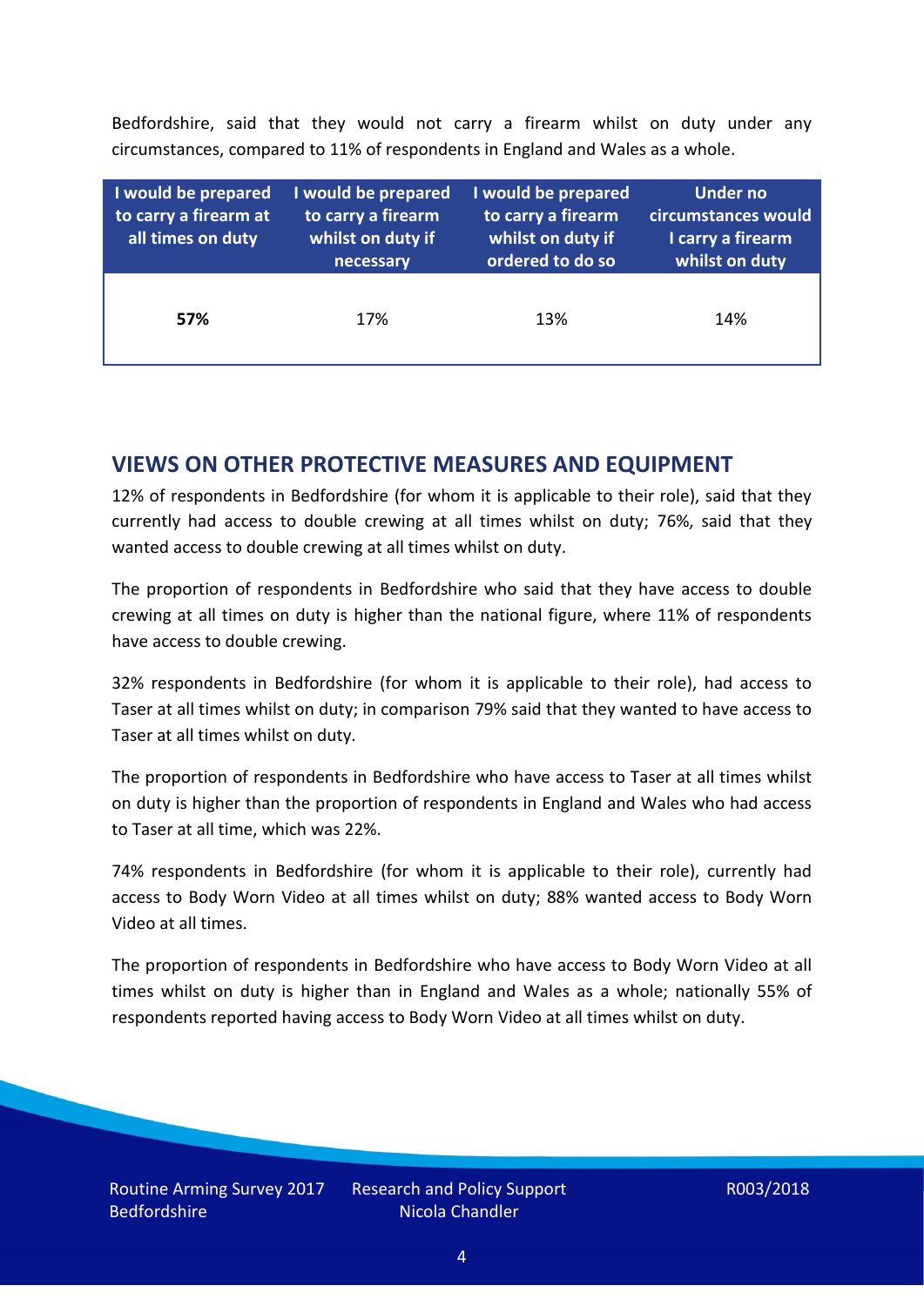Bedfordshire, said that they would not carry a firearm whilst on duty under any circumstances, compared to 11% of respondents in England and Wales as a whole.

| I would be prepared to carry a firearm at all times on duty | I would be prepared to carry a firearm whilst on duty if necessary | I would be prepared to carry a firearm whilst on duty if ordered to do so | Under no circumstances would I carry a firearm whilst on duty |
|---|---|---|---|
| **57%** | 17% | 13% | 14% |

## VIEWS ON OTHER PROTECTIVE MEASURES AND EQUIPMENT

12% of respondents in Bedfordshire (for whom it is applicable to their role), said that they currently had access to double crewing at all times whilst on duty; 76%, said that they wanted access to double crewing at all times whilst on duty.

The proportion of respondents in Bedfordshire who said that they have access to double crewing at all times on duty is higher than the national figure, where 11% of respondents have access to double crewing.

32% respondents in Bedfordshire (for whom it is applicable to their role), had access to Taser at all times whilst on duty; in comparison 79% said that they wanted to have access to Taser at all times whilst on duty.

The proportion of respondents in Bedfordshire who have access to Taser at all times whilst on duty is higher than the proportion of respondents in England and Wales who had access to Taser at all time, which was 22%.

74% respondents in Bedfordshire (for whom it is applicable to their role), currently had access to Body Worn Video at all times whilst on duty; 88% wanted access to Body Worn Video at all times.

The proportion of respondents in Bedfordshire who have access to Body Worn Video at all times whilst on duty is higher than in England and Wales as a whole; nationally 55% of respondents reported having access to Body Worn Video at all times whilst on duty.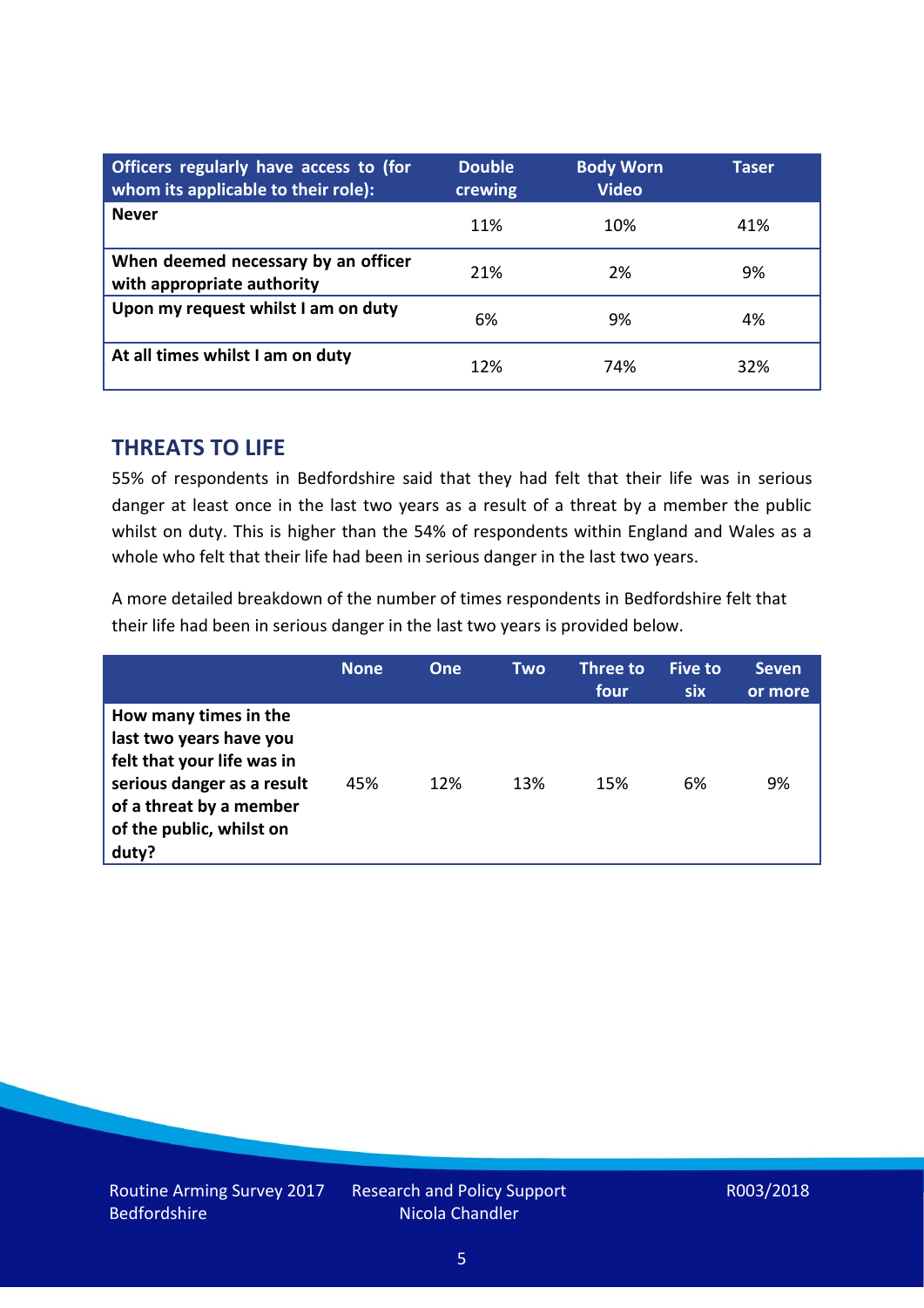| Officers regularly have access to (for whom its applicable to their role): | Double crewing | Body Worn Video | Taser |
|---|---|---|---|
| **Never** | 11% | 10% | 41% |
| **When deemed necessary by an officer with appropriate authority** | 21% | 2% | 9% |
| **Upon my request whilst I am on duty** | 6% | 9% | 4% |
| **At all times whilst I am on duty** | 12% | 74% | 32% |

## THREATS TO LIFE

55% of respondents in Bedfordshire said that they had felt that their life was in serious danger at least once in the last two years as a result of a threat by a member the public whilst on duty. This is higher than the 54% of respondents within England and Wales as a whole who felt that their life had been in serious danger in the last two years.

A more detailed breakdown of the number of times respondents in Bedfordshire felt that their life had been in serious danger in the last two years is provided below.

| | None | One | Two | Three to four | Five to six | Seven or more |
|---|---|---|---|---|---|---|
| **How many times in the last two years have you felt that your life was in serious danger as a result of a threat by a member of the public, whilst on duty?** | 45% | 12% | 13% | 15% | 6% | 9% |

Routine Arming Survey 2017 Bedfordshire

Research and Policy Support Nicola Chandler

R003/2018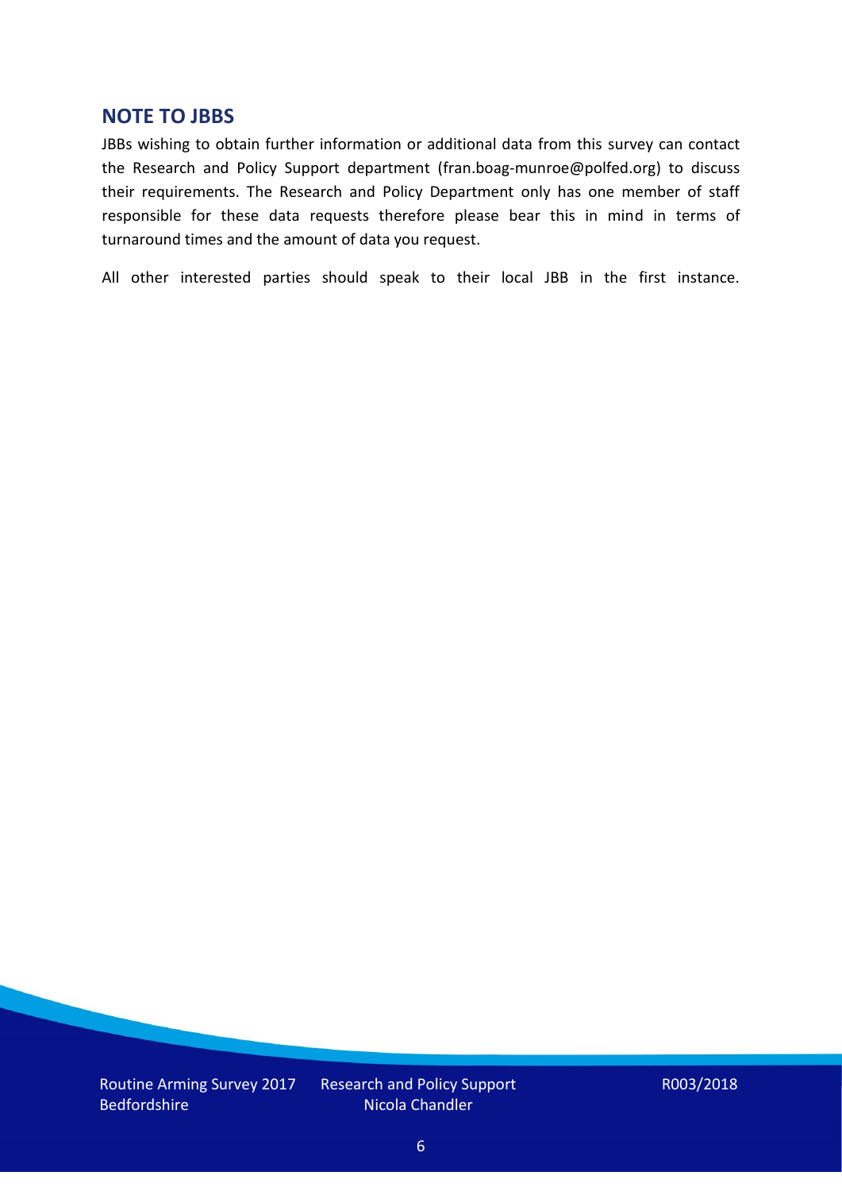## NOTE TO JBBS

JBBs wishing to obtain further information or additional data from this survey can contact the Research and Policy Support department (fran.boag-munroe@polfed.org) to discuss their requirements. The Research and Policy Department only has one member of staff responsible for these data requests therefore please bear this in mind in terms of turnaround times and the amount of data you request.

All other interested parties should speak to their local JBB in the first instance.